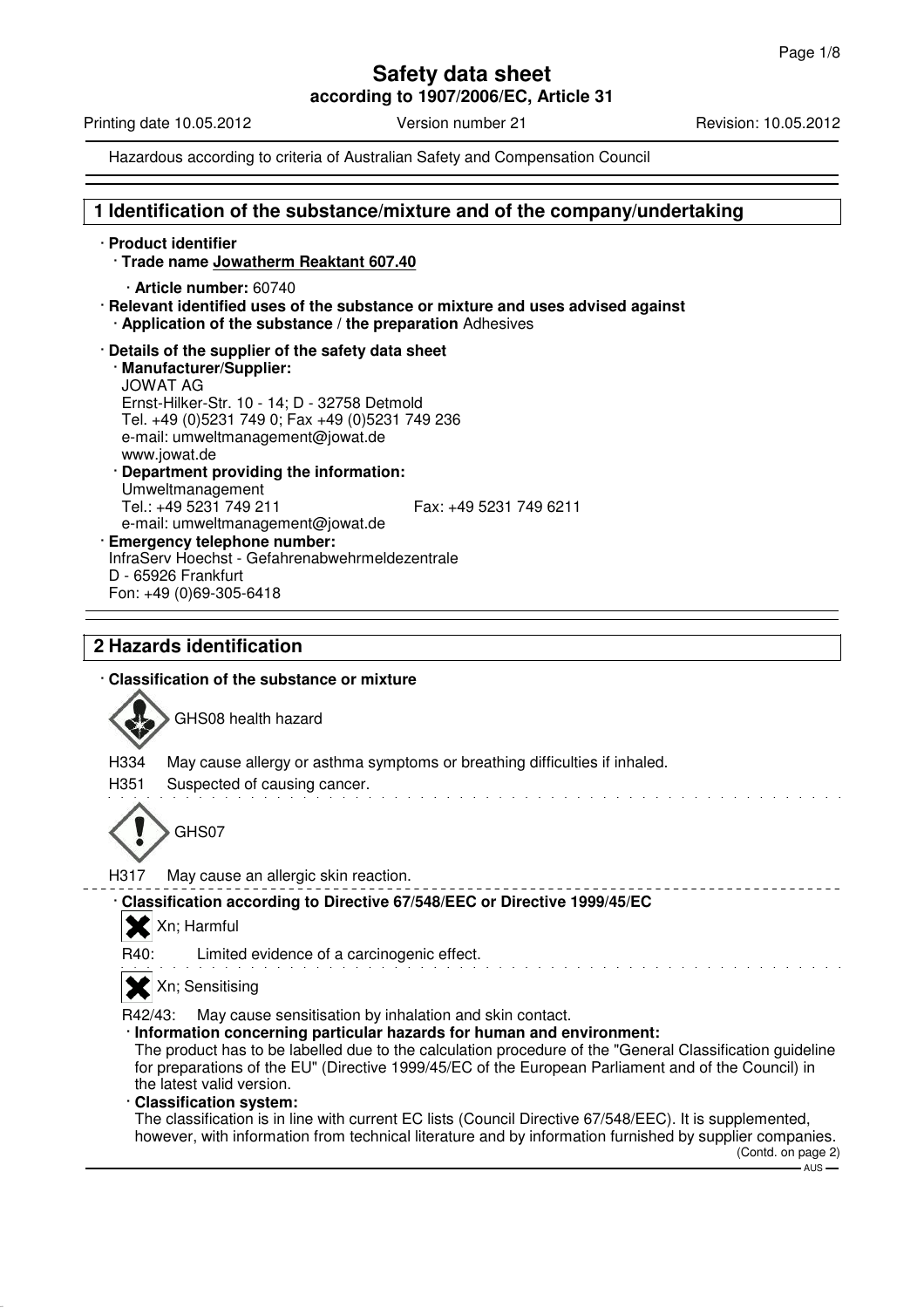# Safety data sheet

**according to 1907/2006/EC, Article 31**

Printing date 10.05.2012 Version number 21 Revision: 10.05.2012

Hazardous according to criteria of Australian Safety and Compensation Council

## 1 Identification of the substance/mixture and of the company/undertaking

· **Product identifier**

· **Trade name Jowatherm Reaktant 607.40**

· **Article number:** 60740

· **Relevant identified uses of the substance or mixture and uses advised against**

· **Application of the substance / the preparation** Adhesives

· **Details of the supplier of the safety data sheet**

· **Manufacturer/Supplier:**
JOWAT AG
Ernst-Hilker-Str. 10 - 14; D - 32758 Detmold
Tel. +49 (0)5231 749 0; Fax +49 (0)5231 749 236
e-mail: umweltmanagement@jowat.de
www.jowat.de

· **Department providing the information:**
Umweltmanagement
Tel.: +49 5231 749 211 Fax: +49 5231 749 6211
e-mail: umweltmanagement@jowat.de

· **Emergency telephone number:**
InfraServ Hoechst - Gefahrenabwehrmeldezentrale
D - 65926 Frankfurt
Fon: +49 (0)69-305-6418

## 2 Hazards identification

· **Classification of the substance or mixture**

GHS08 health hazard

H334 May cause allergy or asthma symptoms or breathing difficulties if inhaled.
H351 Suspected of causing cancer.

GHS07

H317 May cause an allergic skin reaction.

· **Classification according to Directive 67/548/EEC or Directive 1999/45/EC**

Xn; Harmful

R40: Limited evidence of a carcinogenic effect.

Xn; Sensitising

R42/43: May cause sensitisation by inhalation and skin contact.

· **Information concerning particular hazards for human and environment:**
The product has to be labelled due to the calculation procedure of the "General Classification guideline for preparations of the EU" (Directive 1999/45/EC of the European Parliament and of the Council) in the latest valid version.

· **Classification system:**
The classification is in line with current EC lists (Council Directive 67/548/EEC). It is supplemented, however, with information from technical literature and by information furnished by supplier companies.

(Contd. on page 2)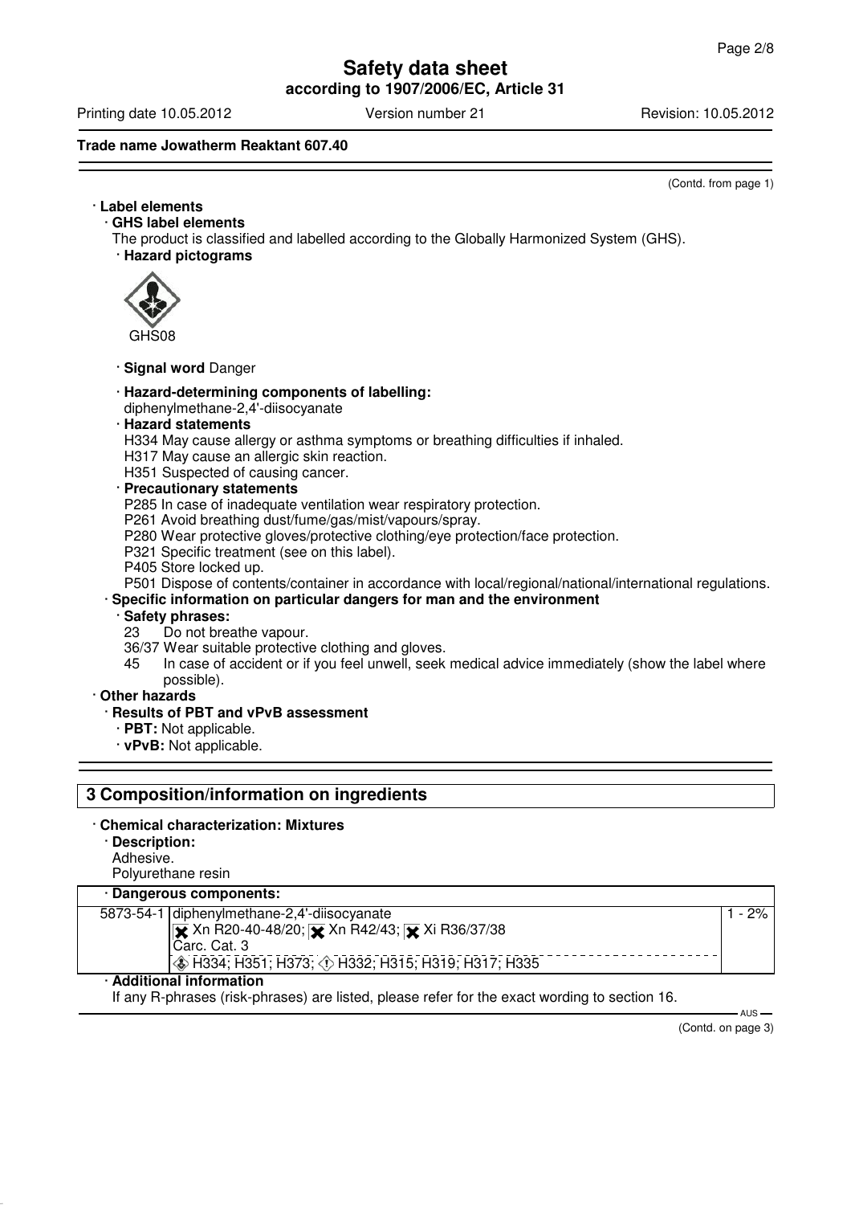(Contd. from page 1)

· **Label elements**

· **GHS label elements**

The product is classified and labelled according to the Globally Harmonized System (GHS).

· **Hazard pictograms**

GHS08

· **Signal word** Danger

· **Hazard-determining components of labelling:**

diphenylmethane-2,4'-diisocyanate

· **Hazard statements**

H334 May cause allergy or asthma symptoms or breathing difficulties if inhaled.
H317 May cause an allergic skin reaction.
H351 Suspected of causing cancer.

· **Precautionary statements**

P285 In case of inadequate ventilation wear respiratory protection.
P261 Avoid breathing dust/fume/gas/mist/vapours/spray.
P280 Wear protective gloves/protective clothing/eye protection/face protection.
P321 Specific treatment (see on this label).
P405 Store locked up.
P501 Dispose of contents/container in accordance with local/regional/national/international regulations.

· **Specific information on particular dangers for man and the environment**

· **Safety phrases:**

23 Do not breathe vapour.
36/37 Wear suitable protective clothing and gloves.
45 In case of accident or if you feel unwell, seek medical advice immediately (show the label where possible).

· **Other hazards**

· **Results of PBT and vPvB assessment**

· **PBT:** Not applicable.
· **vPvB:** Not applicable.

## 3 Composition/information on ingredients

· **Chemical characterization: Mixtures**

· **Description:**

Adhesive.
Polyurethane resin

| · **Dangerous components:** | | |
|---|---|---|
| 5873-54-1 | diphenylmethane-2,4'-diisocyanate<br>Xn R20-40-48/20; Xn R42/43; Xi R36/37/38<br>Carc. Cat. 3<br>H334; H351; H373; H332; H315; H319; H317; H335 | 1 - 2% |

· **Additional information**

If any R-phrases (risk-phrases) are listed, please refer for the exact wording to section 16.

(Contd. on page 3)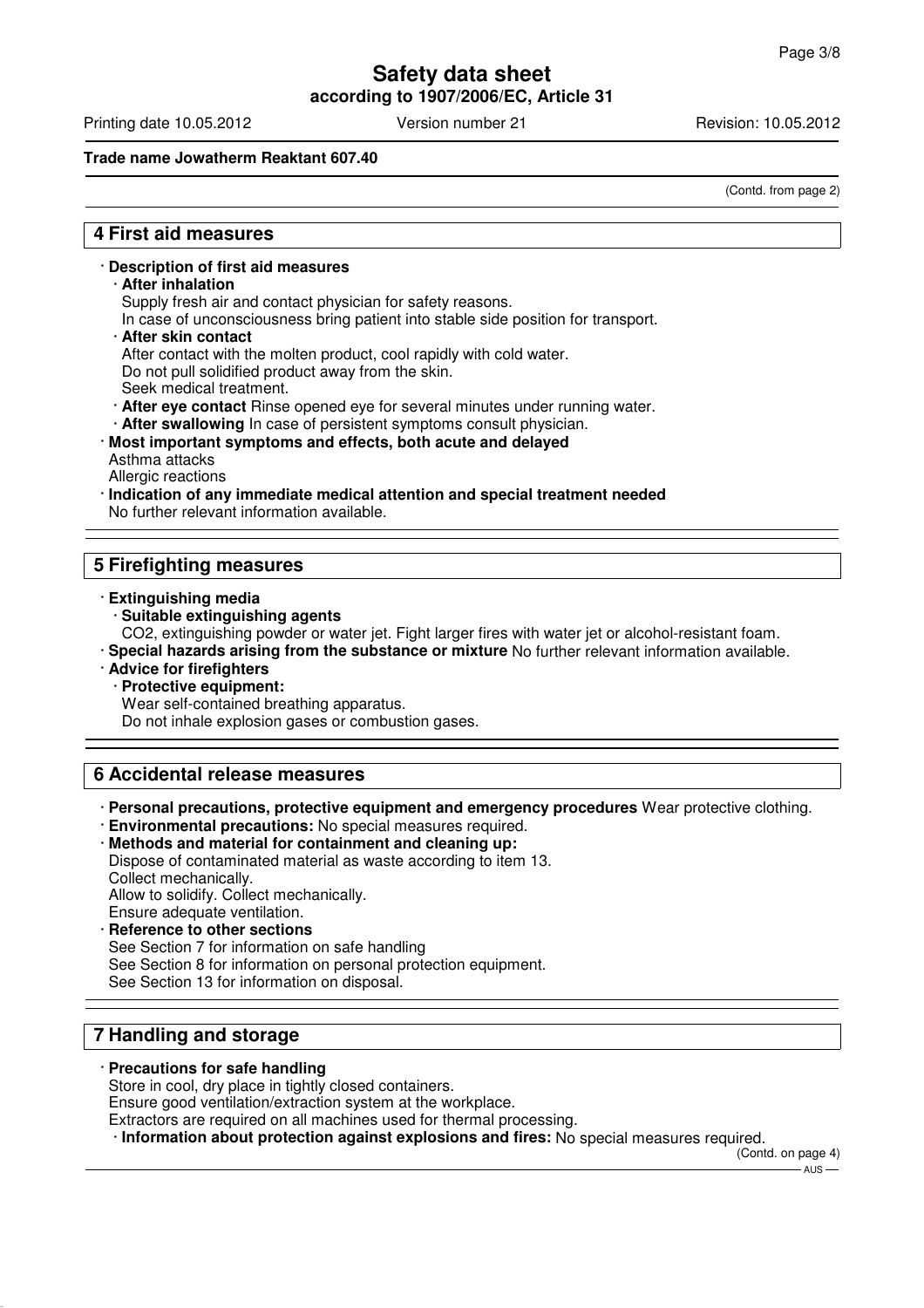## 4 First aid measures

- **Description of first aid measures**
  - **After inhalation**
    Supply fresh air and contact physician for safety reasons.
    In case of unconsciousness bring patient into stable side position for transport.
  - **After skin contact**
    After contact with the molten product, cool rapidly with cold water.
    Do not pull solidified product away from the skin.
    Seek medical treatment.
  - **After eye contact** Rinse opened eye for several minutes under running water.
  - **After swallowing** In case of persistent symptoms consult physician.
- **Most important symptoms and effects, both acute and delayed**
  Asthma attacks
  Allergic reactions
- **Indication of any immediate medical attention and special treatment needed**
  No further relevant information available.

## 5 Firefighting measures

- **Extinguishing media**
  - **Suitable extinguishing agents**
    $CO_2$, extinguishing powder or water jet. Fight larger fires with water jet or alcohol-resistant foam.
- **Special hazards arising from the substance or mixture** No further relevant information available.
- **Advice for firefighters**
  - **Protective equipment:**
    Wear self-contained breathing apparatus.
    Do not inhale explosion gases or combustion gases.

## 6 Accidental release measures

- **Personal precautions, protective equipment and emergency procedures** Wear protective clothing.
- **Environmental precautions:** No special measures required.
- **Methods and material for containment and cleaning up:**
  Dispose of contaminated material as waste according to item 13.
  Collect mechanically.
  Allow to solidify. Collect mechanically.
  Ensure adequate ventilation.
- **Reference to other sections**
  See Section 7 for information on safe handling
  See Section 8 for information on personal protection equipment.
  See Section 13 for information on disposal.

## 7 Handling and storage

- **Precautions for safe handling**
  Store in cool, dry place in tightly closed containers.
  Ensure good ventilation/extraction system at the workplace.
  Extractors are required on all machines used for thermal processing.
  - **Information about protection against explosions and fires:** No special measures required.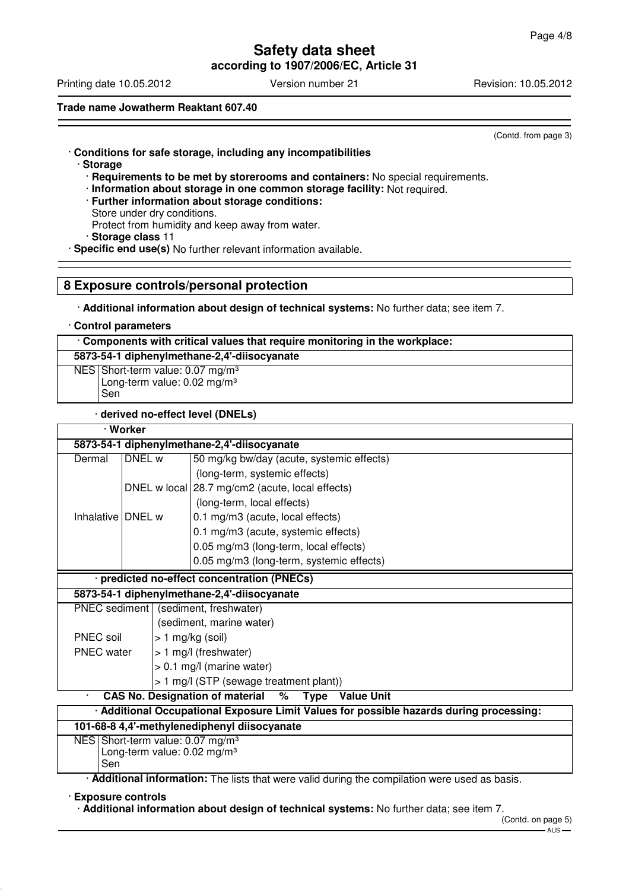(Contd. from page 3)

· **Conditions for safe storage, including any incompatibilities**
· **Storage**
· **Requirements to be met by storerooms and containers:** No special requirements.
· **Information about storage in one common storage facility:** Not required.
· **Further information about storage conditions:**
Store under dry conditions.
Protect from humidity and keep away from water.
· **Storage class** 11
· **Specific end use(s)** No further relevant information available.

## 8 Exposure controls/personal protection

· **Additional information about design of technical systems:** No further data; see item 7.

· **Control parameters**

| · Components with critical values that require monitoring in the workplace: | |
|---|---|
| **5873-54-1 diphenylmethane-2,4'-diisocyanate** | |
| NES | Short-term value: 0.07 mg/m³<br>Long-term value: 0.02 mg/m³<br>Sen |

· **derived no-effect level (DNELs)**

| · Worker | | |
|---|---|---|
| **5873-54-1 diphenylmethane-2,4'-diisocyanate** | | |
| Dermal | DNEL w | 50 mg/kg bw/day (acute, systemic effects) |
| | | (long-term, systemic effects) |
| | DNEL w local | 28.7 mg/cm2 (acute, local effects) |
| | | (long-term, local effects) |
| Inhalative | DNEL w | 0.1 mg/m3 (acute, local effects) |
| | | 0.1 mg/m3 (acute, systemic effects) |
| | | 0.05 mg/m3 (long-term, local effects) |
| | | 0.05 mg/m3 (long-term, systemic effects) |

| · predicted no-effect concentration (PNECs) | |
|---|---|
| **5873-54-1 diphenylmethane-2,4'-diisocyanate** | |
| PNEC sediment | (sediment, freshwater) |
| | (sediment, marine water) |
| PNEC soil | > 1 mg/kg (soil) |
| PNEC water | > 1 mg/l (freshwater) |
| | > 0.1 mg/l (marine water) |
| | > 1 mg/l (STP (sewage treatment plant)) |

· **CAS No. Designation of material % Type Value Unit**

| · Additional Occupational Exposure Limit Values for possible hazards during processing: | |
|---|---|
| **101-68-8 4,4'-methylenediphenyl diisocyanate** | |
| NES | Short-term value: 0.07 mg/m³<br>Long-term value: 0.02 mg/m³<br>Sen |

· **Additional information:** The lists that were valid during the compilation were used as basis.

· **Exposure controls**
· **Additional information about design of technical systems:** No further data; see item 7.

(Contd. on page 5)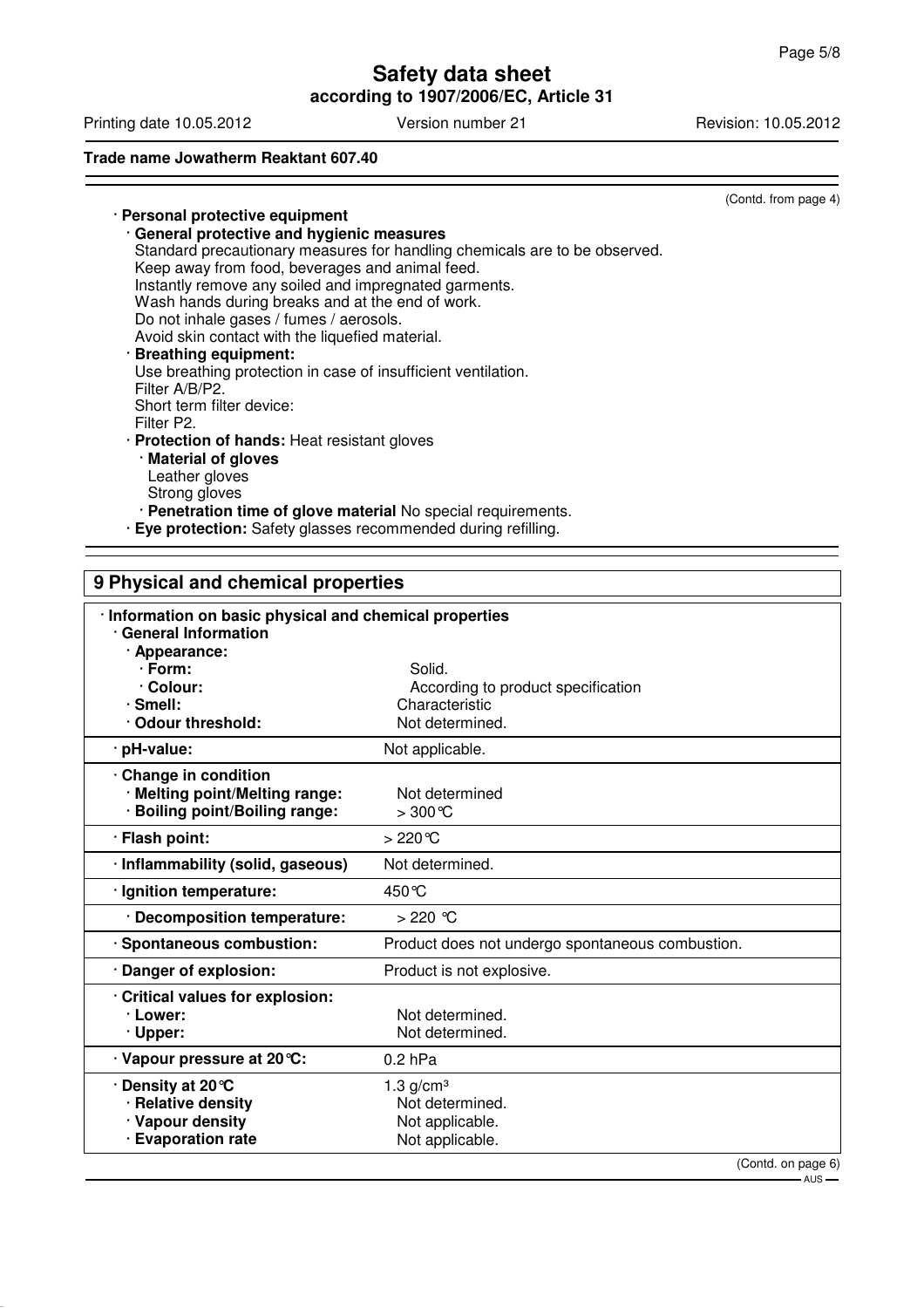(Contd. from page 4)

- **Personal protective equipment**
  - **General protective and hygienic measures**
    Standard precautionary measures for handling chemicals are to be observed.
    Keep away from food, beverages and animal feed.
    Instantly remove any soiled and impregnated garments.
    Wash hands during breaks and at the end of work.
    Do not inhale gases / fumes / aerosols.
    Avoid skin contact with the liquefied material.
  - **Breathing equipment:**
    Use breathing protection in case of insufficient ventilation.
    Filter A/B/P2.
    Short term filter device:
    Filter P2.
  - **Protection of hands:** Heat resistant gloves
    - **Material of gloves**
      Leather gloves
      Strong gloves
    - **Penetration time of glove material** No special requirements.
  - **Eye protection:** Safety glasses recommended during refilling.

## 9 Physical and chemical properties

| Property | Value |
|---|---|
| **Information on basic physical and chemical properties** | |
| **General Information** | |
| **Appearance:** | |
| **Form:** | Solid. |
| **Colour:** | According to product specification |
| **Smell:** | Characteristic |
| **Odour threshold:** | Not determined. |
| **pH-value:** | Not applicable. |
| **Change in condition** | |
| **Melting point/Melting range:** | Not determined |
| **Boiling point/Boiling range:** | > 300 °C |
| **Flash point:** | > 220 °C |
| **Inflammability (solid, gaseous)** | Not determined. |
| **Ignition temperature:** | 450 °C |
| **Decomposition temperature:** | > 220 °C |
| **Spontaneous combustion:** | Product does not undergo spontaneous combustion. |
| **Danger of explosion:** | Product is not explosive. |
| **Critical values for explosion:** | |
| **Lower:** | Not determined. |
| **Upper:** | Not determined. |
| **Vapour pressure at 20 °C:** | 0.2 hPa |
| **Density at 20 °C** | 1.3 g/cm³ |
| **Relative density** | Not determined. |
| **Vapour density** | Not applicable. |
| **Evaporation rate** | Not applicable. |

(Contd. on page 6)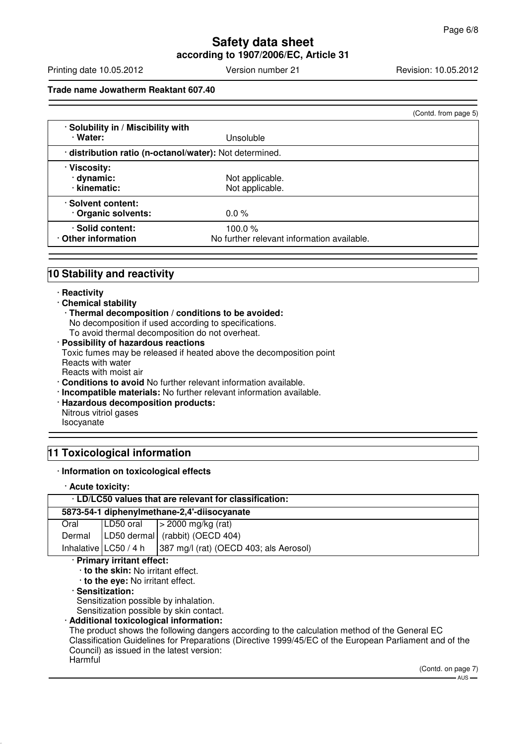(Contd. from page 5)

| | |
|---|---|
| · **Solubility in / Miscibility with** | |
| · **Water:** | Unsoluble |
| · **distribution ratio (n-octanol/water):** Not determined. | |
| · **Viscosity:** | |
| · **dynamic:** | Not applicable. |
| · **kinematic:** | Not applicable. |
| · **Solvent content:** | |
| · **Organic solvents:** | 0.0 % |
| · **Solid content:** | 100.0 % |
| · **Other information** | No further relevant information available. |

## 10 Stability and reactivity

- · **Reactivity**
- · **Chemical stability**
  - · **Thermal decomposition / conditions to be avoided:**
    No decomposition if used according to specifications.
    To avoid thermal decomposition do not overheat.
- · **Possibility of hazardous reactions**
  Toxic fumes may be released if heated above the decomposition point
  Reacts with water
  Reacts with moist air
- · **Conditions to avoid** No further relevant information available.
- · **Incompatible materials:** No further relevant information available.
- · **Hazardous decomposition products:**
  Nitrous vitriol gases
  Isocyanate

## 11 Toxicological information

- · **Information on toxicological effects**
- · **Acute toxicity:**

| · LD/LC50 values that are relevant for classification: | | |
|---|---|---|
| **5873-54-1 diphenylmethane-2,4'-diisocyanate** | | |
| Oral | LD50 oral | > 2000 mg/kg (rat) |
| Dermal | LD50 dermal | (rabbit) (OECD 404) |
| Inhalative | LC50 / 4 h | 387 mg/l (rat) (OECD 403; als Aerosol) |

- · **Primary irritant effect:**
  - · **to the skin:** No irritant effect.
  - · **to the eye:** No irritant effect.
- · **Sensitization:**
  Sensitization possible by inhalation.
  Sensitization possible by skin contact.
- · **Additional toxicological information:**
  The product shows the following dangers according to the calculation method of the General EC Classification Guidelines for Preparations (Directive 1999/45/EC of the European Parliament and of the Council) as issued in the latest version:
  Harmful

(Contd. on page 7)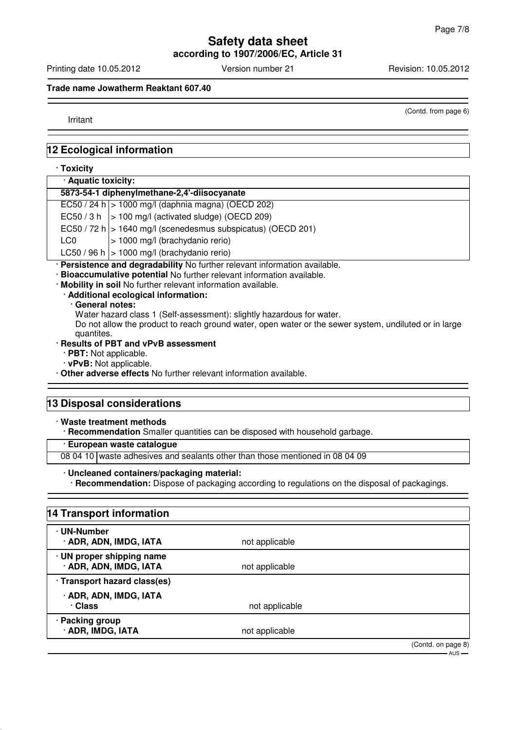(Contd. from page 6)

Irritant

## 12 Ecological information

· **Toxicity**

| · **Aquatic toxicity:** | |
|---|---|
| **5873-54-1 diphenylmethane-2,4'-diisocyanate** | |
| EC50 / 24 h | > 1000 mg/l (daphnia magna) (OECD 202) |
| EC50 / 3 h | > 100 mg/l (activated sludge) (OECD 209) |
| EC50 / 72 h | > 1640 mg/l (scenedesmus subspicatus) (OECD 201) |
| LC0 | > 1000 mg/l (brachydanio rerio) |
| LC50 / 96 h | > 1000 mg/l (brachydanio rerio) |

· **Persistence and degradability** No further relevant information available.
· **Bioaccumulative potential** No further relevant information available.
· **Mobility in soil** No further relevant information available.
· **Additional ecological information:**
· **General notes:**
Water hazard class 1 (Self-assessment): slightly hazardous for water.
Do not allow the product to reach ground water, open water or the sewer system, undiluted or in large quantites.
· **Results of PBT and vPvB assessment**
· **PBT:** Not applicable.
· **vPvB:** Not applicable.
· **Other adverse effects** No further relevant information available.

## 13 Disposal considerations

· **Waste treatment methods**
· **Recommendation** Smaller quantities can be disposed with household garbage.

| · **European waste catalogue** | |
|---|---|
| 08 04 10 | waste adhesives and sealants other than those mentioned in 08 04 09 |

· **Uncleaned containers/packaging material:**
· **Recommendation:** Dispose of packaging according to regulations on the disposal of packagings.

## 14 Transport information

| | |
|---|---|
| · **UN-Number**<br>· **ADR, ADN, IMDG, IATA** | not applicable |
| · **UN proper shipping name**<br>· **ADR, ADN, IMDG, IATA** | not applicable |
| · **Transport hazard class(es)** | |
| · **ADR, ADN, IMDG, IATA**<br>· **Class** | not applicable |
| · **Packing group**<br>· **ADR, IMDG, IATA** | not applicable |

(Contd. on page 8)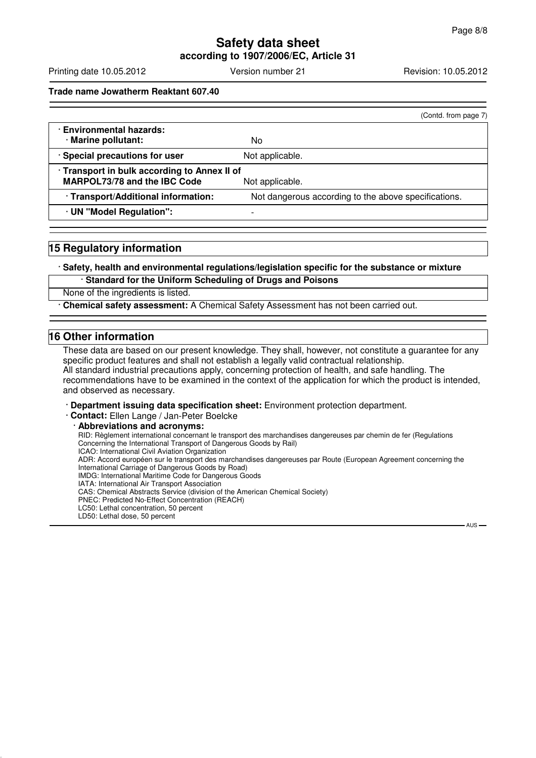(Contd. from page 7)

| | |
|---|---|
| · **Environmental hazards:** · **Marine pollutant:** | No |
| · **Special precautions for user** | Not applicable. |
| · **Transport in bulk according to Annex II of MARPOL73/78 and the IBC Code** | Not applicable. |
| · **Transport/Additional information:** | Not dangerous according to the above specifications. |
| · **UN "Model Regulation":** | - |

## 15 Regulatory information

· **Safety, health and environmental regulations/legislation specific for the substance or mixture**

· **Standard for the Uniform Scheduling of Drugs and Poisons**

None of the ingredients is listed.

· **Chemical safety assessment:** A Chemical Safety Assessment has not been carried out.

## 16 Other information

These data are based on our present knowledge. They shall, however, not constitute a guarantee for any specific product features and shall not establish a legally valid contractual relationship.
All standard industrial precautions apply, concerning protection of health, and safe handling. The recommendations have to be examined in the context of the application for which the product is intended, and observed as necessary.

· **Department issuing data specification sheet:** Environment protection department.

· **Contact:** Ellen Lange / Jan-Peter Boelcke

· **Abbreviations and acronyms:**

RID: Règlement international concernant le transport des marchandises dangereuses par chemin de fer (Regulations Concerning the International Transport of Dangerous Goods by Rail)
ICAO: International Civil Aviation Organization
ADR: Accord européen sur le transport des marchandises dangereuses par Route (European Agreement concerning the International Carriage of Dangerous Goods by Road)
IMDG: International Maritime Code for Dangerous Goods
IATA: International Air Transport Association
CAS: Chemical Abstracts Service (division of the American Chemical Society)
PNEC: Predicted No-Effect Concentration (REACH)
LC50: Lethal concentration, 50 percent
LD50: Lethal dose, 50 percent